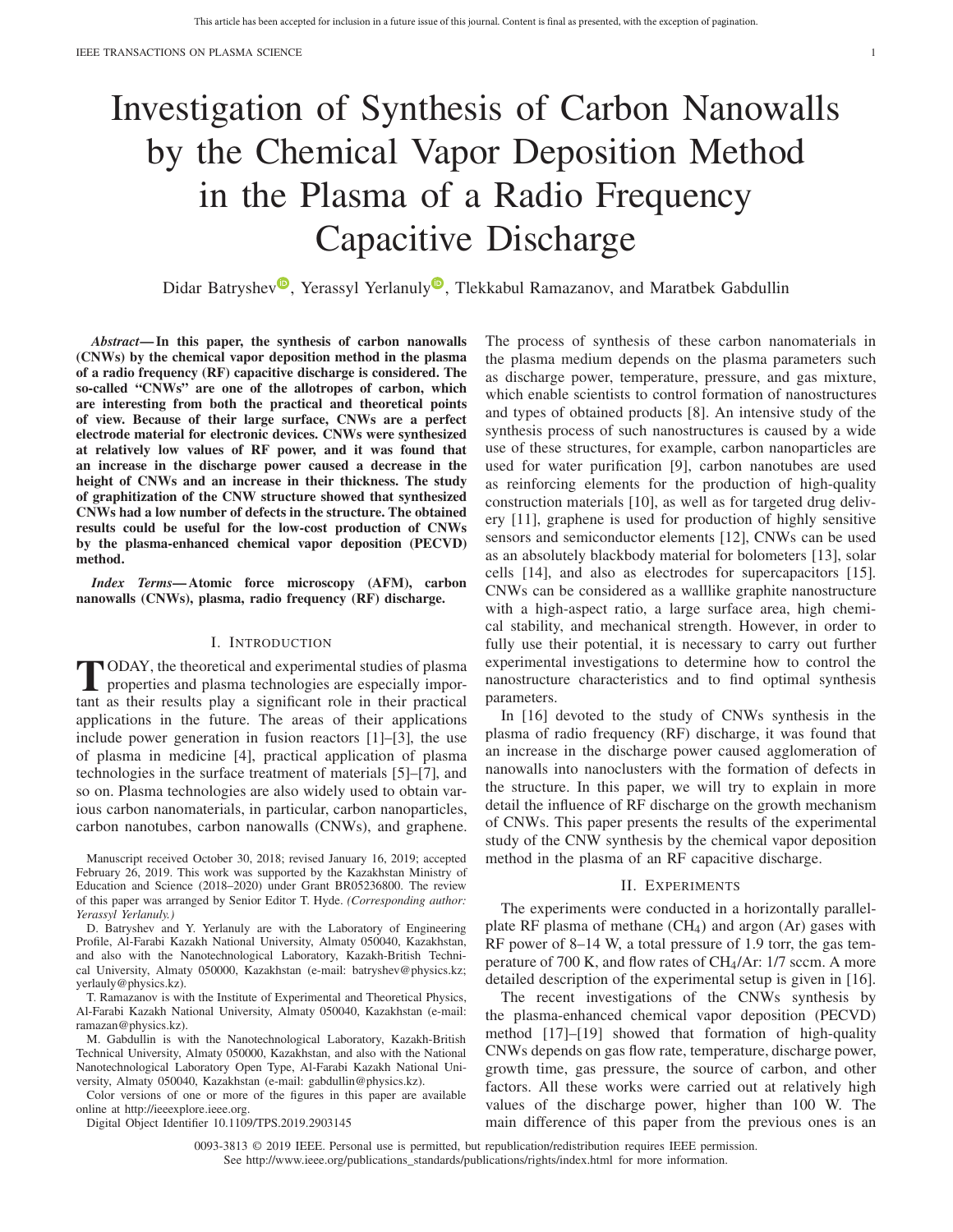# Investigation of Synthesis of Carbon Nanowalls by the Chemical Vapor Deposition Method in the Plasma of a Radio Frequency Capacitive Discharge

Didar Batryshev, Yerassyl Yerlanuly, Tlekkabul Ramazanov, and Maratbek Gabdullin

***Abstract*— In this paper, the synthesis of carbon nanowalls (CNWs) by the chemical vapor deposition method in the plasma of a radio frequency (RF) capacitive discharge is considered. The so-called "CNWs" are one of the allotropes of carbon, which are interesting from both the practical and theoretical points of view. Because of their large surface, CNWs are a perfect electrode material for electronic devices. CNWs were synthesized at relatively low values of RF power, and it was found that an increase in the discharge power caused a decrease in the height of CNWs and an increase in their thickness. The study of graphitization of the CNW structure showed that synthesized CNWs had a low number of defects in the structure. The obtained results could be useful for the low-cost production of CNWs by the plasma-enhanced chemical vapor deposition (PECVD) method.**

***Index Terms*— Atomic force microscopy (AFM), carbon nanowalls (CNWs), plasma, radio frequency (RF) discharge.**

## I. Introduction

TODAY, the theoretical and experimental studies of plasma properties and plasma technologies are especially important as their results play a significant role in their practical applications in the future. The areas of their applications include power generation in fusion reactors [1]–[3], the use of plasma in medicine [4], practical application of plasma technologies in the surface treatment of materials [5]–[7], and so on. Plasma technologies are also widely used to obtain various carbon nanomaterials, in particular, carbon nanoparticles, carbon nanotubes, carbon nanowalls (CNWs), and graphene. The process of synthesis of these carbon nanomaterials in the plasma medium depends on the plasma parameters such as discharge power, temperature, pressure, and gas mixture, which enable scientists to control formation of nanostructures and types of obtained products [8]. An intensive study of the synthesis process of such nanostructures is caused by a wide use of these structures, for example, carbon nanoparticles are used for water purification [9], carbon nanotubes are used as reinforcing elements for the production of high-quality construction materials [10], as well as for targeted drug delivery [11], graphene is used for production of highly sensitive sensors and semiconductor elements [12], CNWs can be used as an absolutely blackbody material for bolometers [13], solar cells [14], and also as electrodes for supercapacitors [15]. CNWs can be considered as a walllike graphite nanostructure with a high-aspect ratio, a large surface area, high chemical stability, and mechanical strength. However, in order to fully use their potential, it is necessary to carry out further experimental investigations to determine how to control the nanostructure characteristics and to find optimal synthesis parameters.

In [16] devoted to the study of CNWs synthesis in the plasma of radio frequency (RF) discharge, it was found that an increase in the discharge power caused agglomeration of nanowalls into nanoclusters with the formation of defects in the structure. In this paper, we will try to explain in more detail the influence of RF discharge on the growth mechanism of CNWs. This paper presents the results of the experimental study of the CNW synthesis by the chemical vapor deposition method in the plasma of an RF capacitive discharge.

Manuscript received October 30, 2018; revised January 16, 2019; accepted February 26, 2019. This work was supported by the Kazakhstan Ministry of Education and Science (2018–2020) under Grant BR05236800. The review of this paper was arranged by Senior Editor T. Hyde. *(Corresponding author: Yerassyl Yerlanuly.)*

D. Batryshev and Y. Yerlanuly are with the Laboratory of Engineering Profile, Al-Farabi Kazakh National University, Almaty 050040, Kazakhstan, and also with the Nanotechnological Laboratory, Kazakh-British Technical University, Almaty 050000, Kazakhstan (e-mail: batryshev@physics.kz; yerlauly@physics.kz).

T. Ramazanov is with the Institute of Experimental and Theoretical Physics, Al-Farabi Kazakh National University, Almaty 050040, Kazakhstan (e-mail: ramazan@physics.kz).

M. Gabdullin is with the Nanotechnological Laboratory, Kazakh-British Technical University, Almaty 050000, Kazakhstan, and also with the National Nanotechnological Laboratory Open Type, Al-Farabi Kazakh National University, Almaty 050040, Kazakhstan (e-mail: gabdullin@physics.kz).

Color versions of one or more of the figures in this paper are available online at http://ieeexplore.ieee.org.

Digital Object Identifier 10.1109/TPS.2019.2903145

## II. Experiments

The experiments were conducted in a horizontally parallel-plate RF plasma of methane ($CH_4$) and argon (Ar) gases with RF power of 8–14 W, a total pressure of 1.9 torr, the gas temperature of 700 K, and flow rates of $CH_4$/Ar: 1/7 sccm. A more detailed description of the experimental setup is given in [16].

The recent investigations of the CNWs synthesis by the plasma-enhanced chemical vapor deposition (PECVD) method [17]–[19] showed that formation of high-quality CNWs depends on gas flow rate, temperature, discharge power, growth time, gas pressure, the source of carbon, and other factors. All these works were carried out at relatively high values of the discharge power, higher than 100 W. The main difference of this paper from the previous ones is an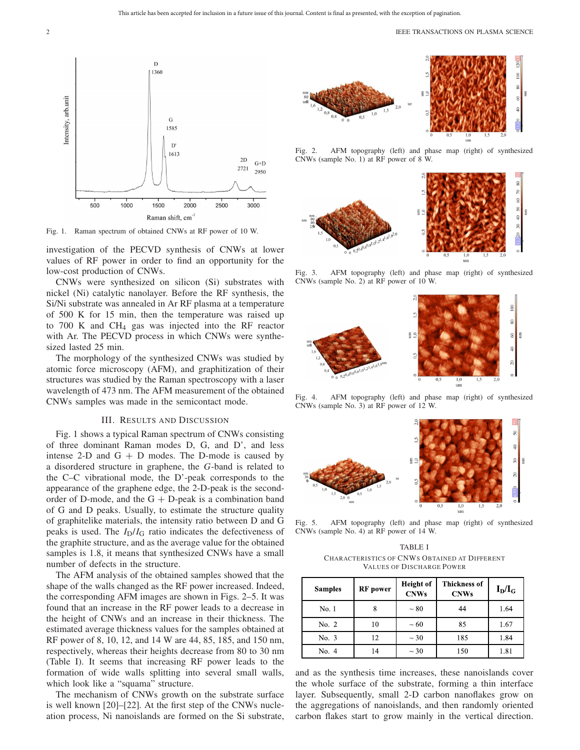Fig. 1. Raman spectrum of obtained CNWs at RF power of 10 W.

investigation of the PECVD synthesis of CNWs at lower values of RF power in order to find an opportunity for the low-cost production of CNWs.

CNWs were synthesized on silicon (Si) substrates with nickel (Ni) catalytic nanolayer. Before the RF synthesis, the Si/Ni substrate was annealed in Ar RF plasma at a temperature of 500 K for 15 min, then the temperature was raised up to 700 K and $CH_4$ gas was injected into the RF reactor with Ar. The PECVD process in which CNWs were synthesized lasted 25 min.

The morphology of the synthesized CNWs was studied by atomic force microscopy (AFM), and graphitization of their structures was studied by the Raman spectroscopy with a laser wavelength of 473 nm. The AFM measurement of the obtained CNWs samples was made in the semicontact mode.

## III. Results and Discussion

Fig. 1 shows a typical Raman spectrum of CNWs consisting of three dominant Raman modes D, G, and D', and less intense 2-D and G + D modes. The D-mode is caused by a disordered structure in graphene, the *G*-band is related to the C–C vibrational mode, the D'-peak corresponds to the appearance of the graphene edge, the 2-D-peak is the second-order of D-mode, and the G + D-peak is a combination band of G and D peaks. Usually, to estimate the structure quality of graphitelike materials, the intensity ratio between D and G peaks is used. The $I_D/I_G$ ratio indicates the defectiveness of the graphite structure, and as the average value for the obtained samples is 1.8, it means that synthesized CNWs have a small number of defects in the structure.

The AFM analysis of the obtained samples showed that the shape of the walls changed as the RF power increased. Indeed, the corresponding AFM images are shown in Figs. 2–5. It was found that an increase in the RF power leads to a decrease in the height of CNWs and an increase in their thickness. The estimated average thickness values for the samples obtained at RF power of 8, 10, 12, and 14 W are 44, 85, 185, and 150 nm, respectively, whereas their heights decrease from 80 to 30 nm (Table I). It seems that increasing RF power leads to the formation of wide walls splitting into several small walls, which look like a "squama" structure.

The mechanism of CNWs growth on the substrate surface is well known [20]–[22]. At the first step of the CNWs nucleation process, Ni nanoislands are formed on the Si substrate, and as the synthesis time increases, these nanoislands cover the whole surface of the substrate, forming a thin interface layer. Subsequently, small 2-D carbon nanoflakes grow on the aggregations of nanoislands, and then randomly oriented carbon flakes start to grow mainly in the vertical direction.

Fig. 2. AFM topography (left) and phase map (right) of synthesized CNWs (sample No. 1) at RF power of 8 W.

Fig. 3. AFM topography (left) and phase map (right) of synthesized CNWs (sample No. 2) at RF power of 10 W.

Fig. 4. AFM topography (left) and phase map (right) of synthesized CNWs (sample No. 3) at RF power of 12 W.

Fig. 5. AFM topography (left) and phase map (right) of synthesized CNWs (sample No. 4) at RF power of 14 W.

TABLE I
Characteristics of CNWs Obtained at Different Values of Discharge Power

| Samples | RF power | Height of CNWs | Thickness of CNWs | $I_D/I_G$ |
|---|---|---|---|---|
| No. 1 | 8 | ~ 80 | 44 | 1.64 |
| No. 2 | 10 | ~ 60 | 85 | 1.67 |
| No. 3 | 12 | ~ 30 | 185 | 1.84 |
| No. 4 | 14 | ~ 30 | 150 | 1.81 |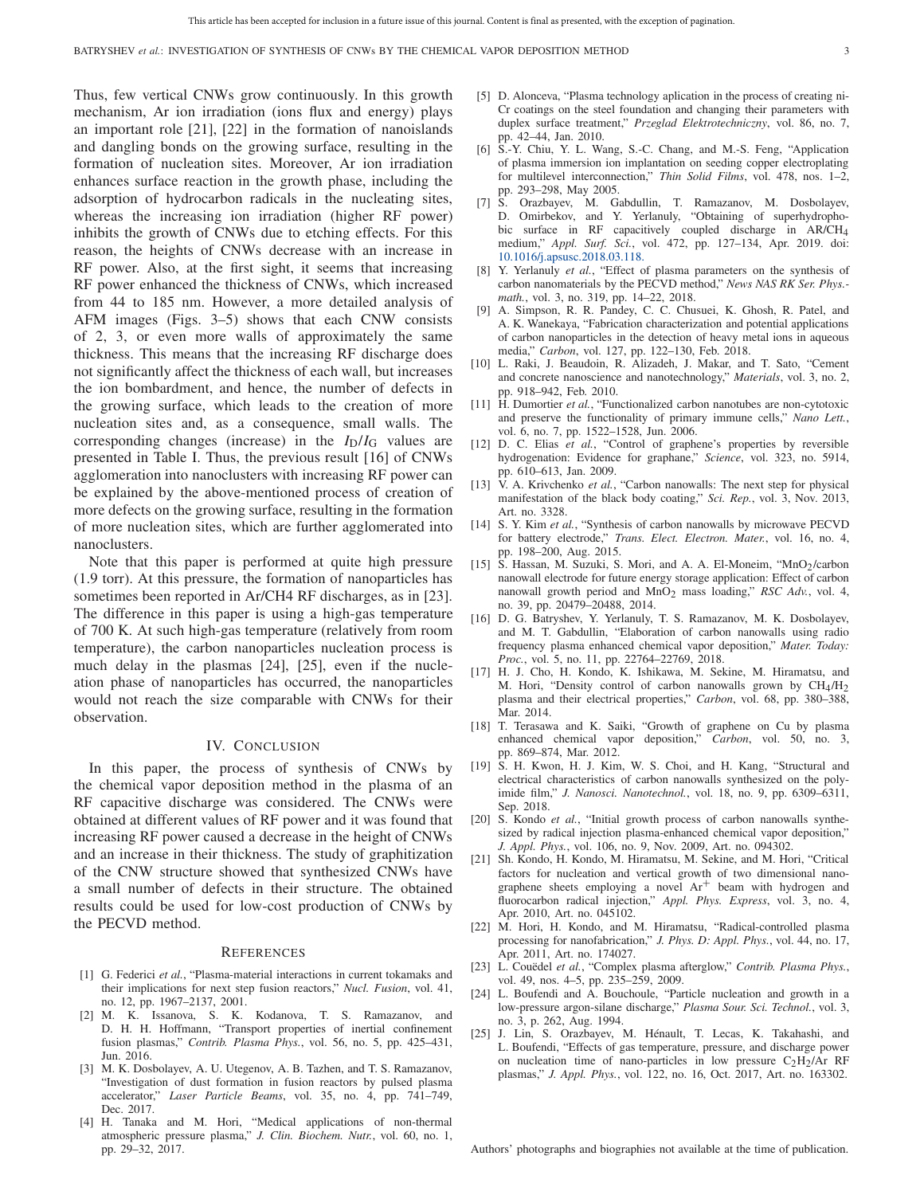Thus, few vertical CNWs grow continuously. In this growth mechanism, Ar ion irradiation (ions flux and energy) plays an important role [21], [22] in the formation of nanoislands and dangling bonds on the growing surface, resulting in the formation of nucleation sites. Moreover, Ar ion irradiation enhances surface reaction in the growth phase, including the adsorption of hydrocarbon radicals in the nucleating sites, whereas the increasing ion irradiation (higher RF power) inhibits the growth of CNWs due to etching effects. For this reason, the heights of CNWs decrease with an increase in RF power. Also, at the first sight, it seems that increasing RF power enhanced the thickness of CNWs, which increased from 44 to 185 nm. However, a more detailed analysis of AFM images (Figs. 3–5) shows that each CNW consists of 2, 3, or even more walls of approximately the same thickness. This means that the increasing RF discharge does not significantly affect the thickness of each wall, but increases the ion bombardment, and hence, the number of defects in the growing surface, which leads to the creation of more nucleation sites and, as a consequence, small walls. The corresponding changes (increase) in the $I_D/I_G$ values are presented in Table I. Thus, the previous result [16] of CNWs agglomeration into nanoclusters with increasing RF power can be explained by the above-mentioned process of creation of more defects on the growing surface, resulting in the formation of more nucleation sites, which are further agglomerated into nanoclusters.

Note that this paper is performed at quite high pressure (1.9 torr). At this pressure, the formation of nanoparticles has sometimes been reported in Ar/CH4 RF discharges, as in [23]. The difference in this paper is using a high-gas temperature of 700 K. At such high-gas temperature (relatively from room temperature), the carbon nanoparticles nucleation process is much delay in the plasmas [24], [25], even if the nucleation phase of nanoparticles has occurred, the nanoparticles would not reach the size comparable with CNWs for their observation.

## IV. Conclusion

In this paper, the process of synthesis of CNWs by the chemical vapor deposition method in the plasma of an RF capacitive discharge was considered. The CNWs were obtained at different values of RF power and it was found that increasing RF power caused a decrease in the height of CNWs and an increase in their thickness. The study of graphitization of the CNW structure showed that synthesized CNWs have a small number of defects in their structure. The obtained results could be used for low-cost production of CNWs by the PECVD method.

## References

[1] G. Federici *et al.*, "Plasma-material interactions in current tokamaks and their implications for next step fusion reactors," *Nucl. Fusion*, vol. 41, no. 12, pp. 1967–2137, 2001.

[2] M. K. Issanova, S. K. Kodanova, T. S. Ramazanov, and D. H. H. Hoffmann, "Transport properties of inertial confinement fusion plasmas," *Contrib. Plasma Phys.*, vol. 56, no. 5, pp. 425–431, Jun. 2016.

[3] M. K. Dosbolayev, A. U. Utegenov, A. B. Tazhen, and T. S. Ramazanov, "Investigation of dust formation in fusion reactors by pulsed plasma accelerator," *Laser Particle Beams*, vol. 35, no. 4, pp. 741–749, Dec. 2017.

[4] H. Tanaka and M. Hori, "Medical applications of non-thermal atmospheric pressure plasma," *J. Clin. Biochem. Nutr.*, vol. 60, no. 1, pp. 29–32, 2017.

[5] D. Alonceva, "Plasma technology aplication in the process of creating ni-Cr coatings on the steel foundation and changing their parameters with duplex surface treatment," *Przeglad Elektrotechniczny*, vol. 86, no. 7, pp. 42–44, Jan. 2010.

[6] S.-Y. Chiu, Y. L. Wang, S.-C. Chang, and M.-S. Feng, "Application of plasma immersion ion implantation on seeding copper electroplating for multilevel interconnection," *Thin Solid Films*, vol. 478, nos. 1–2, pp. 293–298, May 2005.

[7] S. Orazbayev, M. Gabdullin, T. Ramazanov, M. Dosbolayev, D. Omirbekov, and Y. Yerlanuly, "Obtaining of superhydrophobic surface in RF capacitively coupled discharge in AR/$CH_4$ medium," *Appl. Surf. Sci.*, vol. 472, pp. 127–134, Apr. 2019. doi: 10.1016/j.apsusc.2018.03.118.

[8] Y. Yerlanuly *et al.*, "Effect of plasma parameters on the synthesis of carbon nanomaterials by the PECVD method," *News NAS RK Ser. Phys.-math.*, vol. 3, no. 319, pp. 14–22, 2018.

[9] A. Simpson, R. R. Pandey, C. C. Chusuei, K. Ghosh, R. Patel, and A. K. Wanekaya, "Fabrication characterization and potential applications of carbon nanoparticles in the detection of heavy metal ions in aqueous media," *Carbon*, vol. 127, pp. 122–130, Feb. 2018.

[10] L. Raki, J. Beaudoin, R. Alizadeh, J. Makar, and T. Sato, "Cement and concrete nanoscience and nanotechnology," *Materials*, vol. 3, no. 2, pp. 918–942, Feb. 2010.

[11] H. Dumortier *et al.*, "Functionalized carbon nanotubes are non-cytotoxic and preserve the functionality of primary immune cells," *Nano Lett.*, vol. 6, no. 7, pp. 1522–1528, Jun. 2006.

[12] D. C. Elias *et al.*, "Control of graphene's properties by reversible hydrogenation: Evidence for graphane," *Science*, vol. 323, no. 5914, pp. 610–613, Jan. 2009.

[13] V. A. Krivchenko *et al.*, "Carbon nanowalls: The next step for physical manifestation of the black body coating," *Sci. Rep.*, vol. 3, Nov. 2013, Art. no. 3328.

[14] S. Y. Kim *et al.*, "Synthesis of carbon nanowalls by microwave PECVD for battery electrode," *Trans. Elect. Electron. Mater.*, vol. 16, no. 4, pp. 198–200, Aug. 2015.

[15] S. Hassan, M. Suzuki, S. Mori, and A. A. El-Moneim, "$MnO_2$/carbon nanowall electrode for future energy storage application: Effect of carbon nanowall growth period and $MnO_2$ mass loading," *RSC Adv.*, vol. 4, no. 39, pp. 20479–20488, 2014.

[16] D. G. Batryshev, Y. Yerlanuly, T. S. Ramazanov, M. K. Dosbolayev, and M. T. Gabdullin, "Elaboration of carbon nanowalls using radio frequency plasma enhanced chemical vapor deposition," *Mater. Today: Proc.*, vol. 5, no. 11, pp. 22764–22769, 2018.

[17] H. J. Cho, H. Kondo, K. Ishikawa, M. Sekine, M. Hiramatsu, and M. Hori, "Density control of carbon nanowalls grown by $CH_4/H_2$ plasma and their electrical properties," *Carbon*, vol. 68, pp. 380–388, Mar. 2014.

[18] T. Terasawa and K. Saiki, "Growth of graphene on Cu by plasma enhanced chemical vapor deposition," *Carbon*, vol. 50, no. 3, pp. 869–874, Mar. 2012.

[19] S. H. Kwon, H. J. Kim, W. S. Choi, and H. Kang, "Structural and electrical characteristics of carbon nanowalls synthesized on the polyimide film," *J. Nanosci. Nanotechnol.*, vol. 18, no. 9, pp. 6309–6311, Sep. 2018.

[20] S. Kondo *et al.*, "Initial growth process of carbon nanowalls synthesized by radical injection plasma-enhanced chemical vapor deposition," *J. Appl. Phys.*, vol. 106, no. 9, Nov. 2009, Art. no. 094302.

[21] Sh. Kondo, H. Kondo, M. Hiramatsu, M. Sekine, and M. Hori, "Critical factors for nucleation and vertical growth of two dimensional nano-graphene sheets employing a novel $Ar^+$ beam with hydrogen and fluorocarbon radical injection," *Appl. Phys. Express*, vol. 3, no. 4, Apr. 2010, Art. no. 045102.

[22] M. Hori, H. Kondo, and M. Hiramatsu, "Radical-controlled plasma processing for nanofabrication," *J. Phys. D: Appl. Phys.*, vol. 44, no. 17, Apr. 2011, Art. no. 174027.

[23] L. Couëdel *et al.*, "Complex plasma afterglow," *Contrib. Plasma Phys.*, vol. 49, nos. 4–5, pp. 235–259, 2009.

[24] L. Boufendi and A. Bouchoule, "Particle nucleation and growth in a low-pressure argon-silane discharge," *Plasma Sour. Sci. Technol.*, vol. 3, no. 3, p. 262, Aug. 1994.

[25] J. Lin, S. Orazbayev, M. Hénault, T. Lecas, K. Takahashi, and L. Boufendi, "Effects of gas temperature, pressure, and discharge power on nucleation time of nano-particles in low pressure $C_2H_2$/Ar RF plasmas," *J. Appl. Phys.*, vol. 122, no. 16, Oct. 2017, Art. no. 163302.

Authors' photographs and biographies not available at the time of publication.